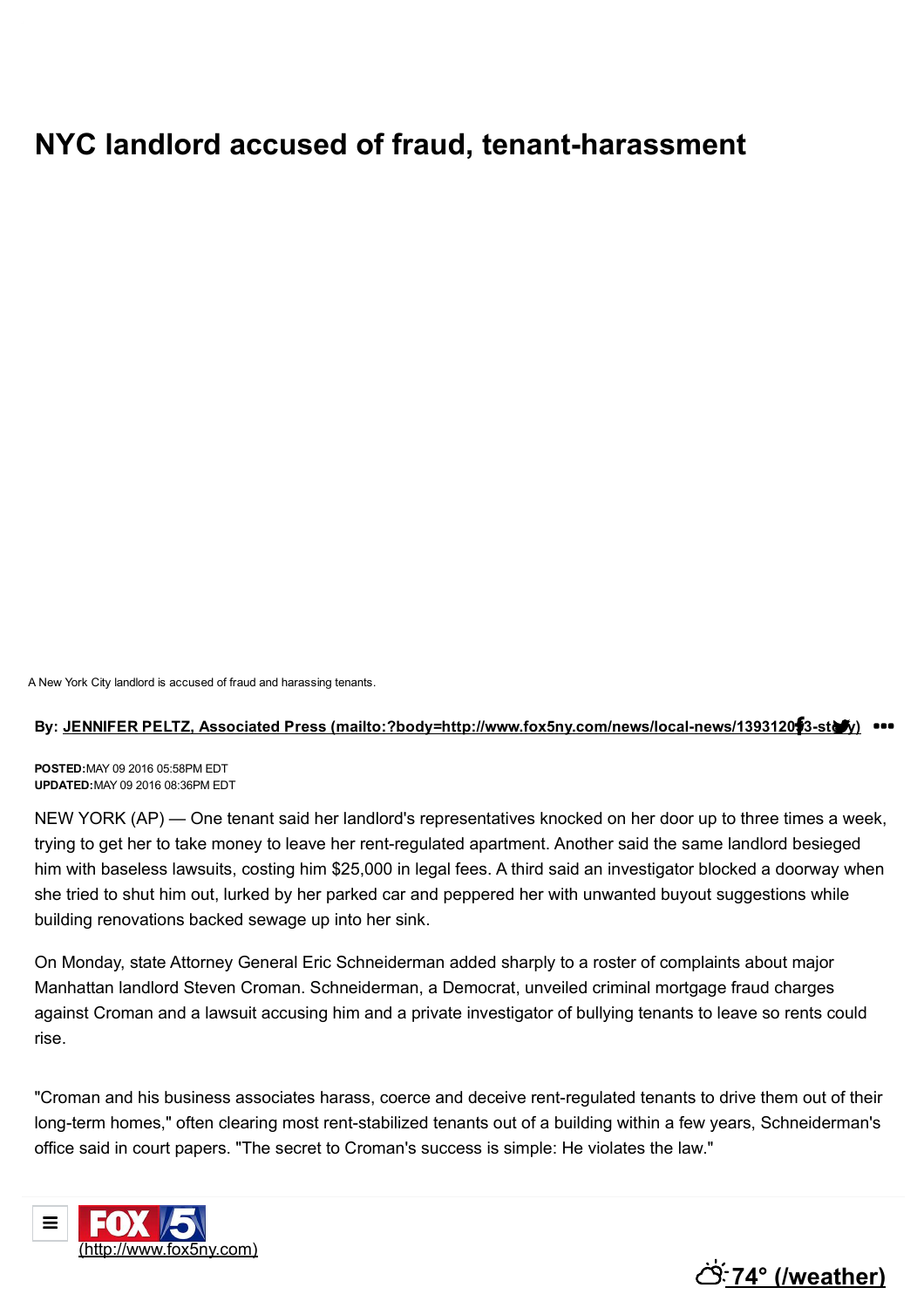# NYC landlord accused of fraud, tenant-harassment

A New York City landlord is accused of fraud and harassing tenants.

By: JENNIFER PELTZ, Associated Press

**POSTED:** MAY 09 2016 05:58PM EDT
**UPDATED:** MAY 09 2016 08:36PM EDT

NEW YORK (AP) — One tenant said her landlord's representatives knocked on her door up to three times a week, trying to get her to take money to leave her rent-regulated apartment. Another said the same landlord besieged him with baseless lawsuits, costing him $25,000 in legal fees. A third said an investigator blocked a doorway when she tried to shut him out, lurked by her parked car and peppered her with unwanted buyout suggestions while building renovations backed sewage up into her sink.

On Monday, state Attorney General Eric Schneiderman added sharply to a roster of complaints about major Manhattan landlord Steven Croman. Schneiderman, a Democrat, unveiled criminal mortgage fraud charges against Croman and a lawsuit accusing him and a private investigator of bullying tenants to leave so rents could rise.

"Croman and his business associates harass, coerce and deceive rent-regulated tenants to drive them out of their long-term homes," often clearing most rent-stabilized tenants out of a building within a few years, Schneiderman's office said in court papers. "The secret to Croman's success is simple: He violates the law."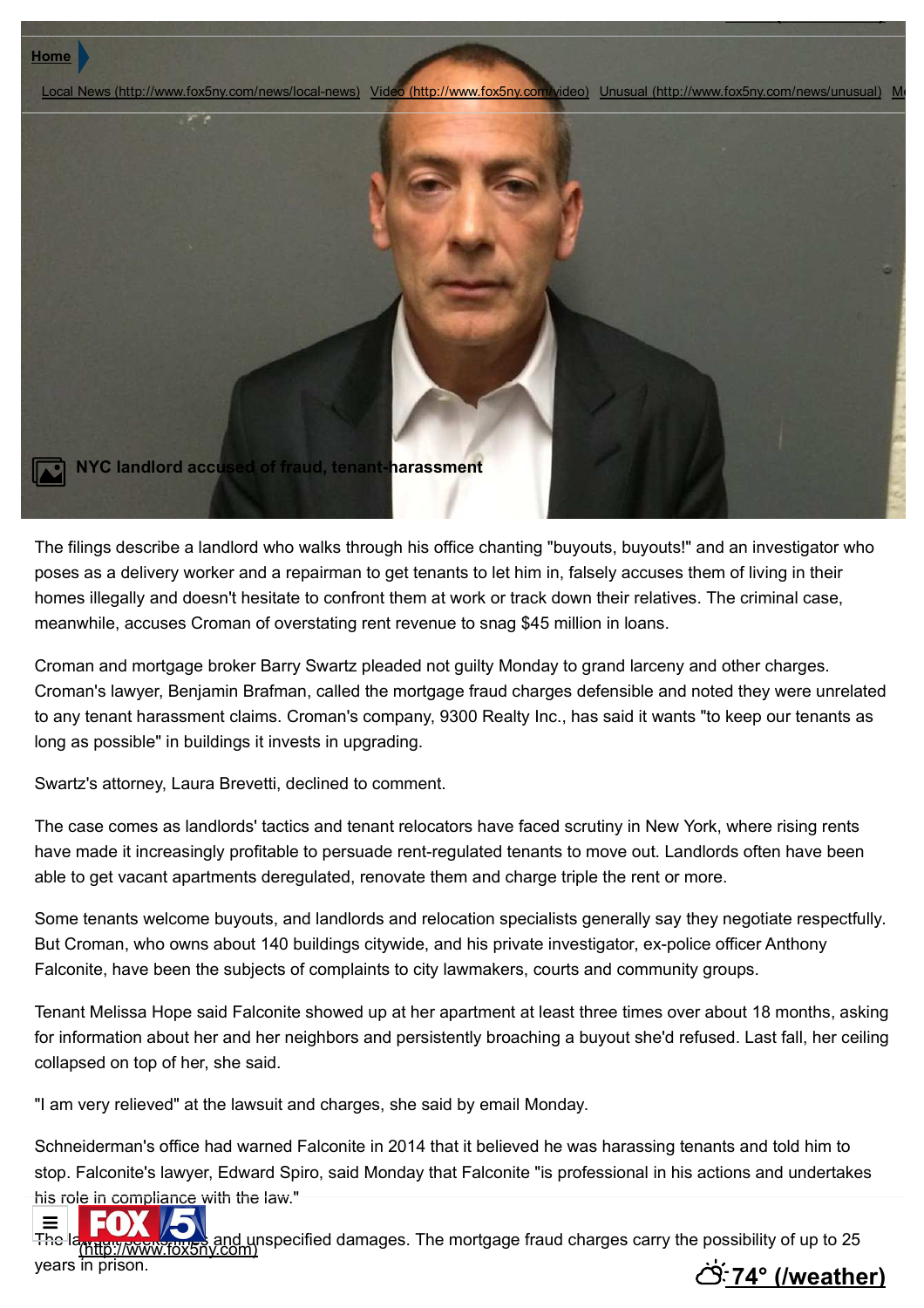NYC landlord accused of fraud, tenant-harassment

The filings describe a landlord who walks through his office chanting "buyouts, buyouts!" and an investigator who poses as a delivery worker and a repairman to get tenants to let him in, falsely accuses them of living in their homes illegally and doesn't hesitate to confront them at work or track down their relatives. The criminal case, meanwhile, accuses Croman of overstating rent revenue to snag $45 million in loans.

Croman and mortgage broker Barry Swartz pleaded not guilty Monday to grand larceny and other charges. Croman's lawyer, Benjamin Brafman, called the mortgage fraud charges defensible and noted they were unrelated to any tenant harassment claims. Croman's company, 9300 Realty Inc., has said it wants "to keep our tenants as long as possible" in buildings it invests in upgrading.

Swartz's attorney, Laura Brevetti, declined to comment.

The case comes as landlords' tactics and tenant relocators have faced scrutiny in New York, where rising rents have made it increasingly profitable to persuade rent-regulated tenants to move out. Landlords often have been able to get vacant apartments deregulated, renovate them and charge triple the rent or more.

Some tenants welcome buyouts, and landlords and relocation specialists generally say they negotiate respectfully. But Croman, who owns about 140 buildings citywide, and his private investigator, ex-police officer Anthony Falconite, have been the subjects of complaints to city lawmakers, courts and community groups.

Tenant Melissa Hope said Falconite showed up at her apartment at least three times over about 18 months, asking for information about her and her neighbors and persistently broaching a buyout she'd refused. Last fall, her ceiling collapsed on top of her, she said.

"I am very relieved" at the lawsuit and charges, she said by email Monday.

Schneiderman's office had warned Falconite in 2014 that it believed he was harassing tenants and told him to stop. Falconite's lawyer, Edward Spiro, said Monday that Falconite "is professional in his actions and undertakes his role in compliance with the law."

The lawsuit seeks fines and unspecified damages. The mortgage fraud charges carry the possibility of up to 25 years in prison.